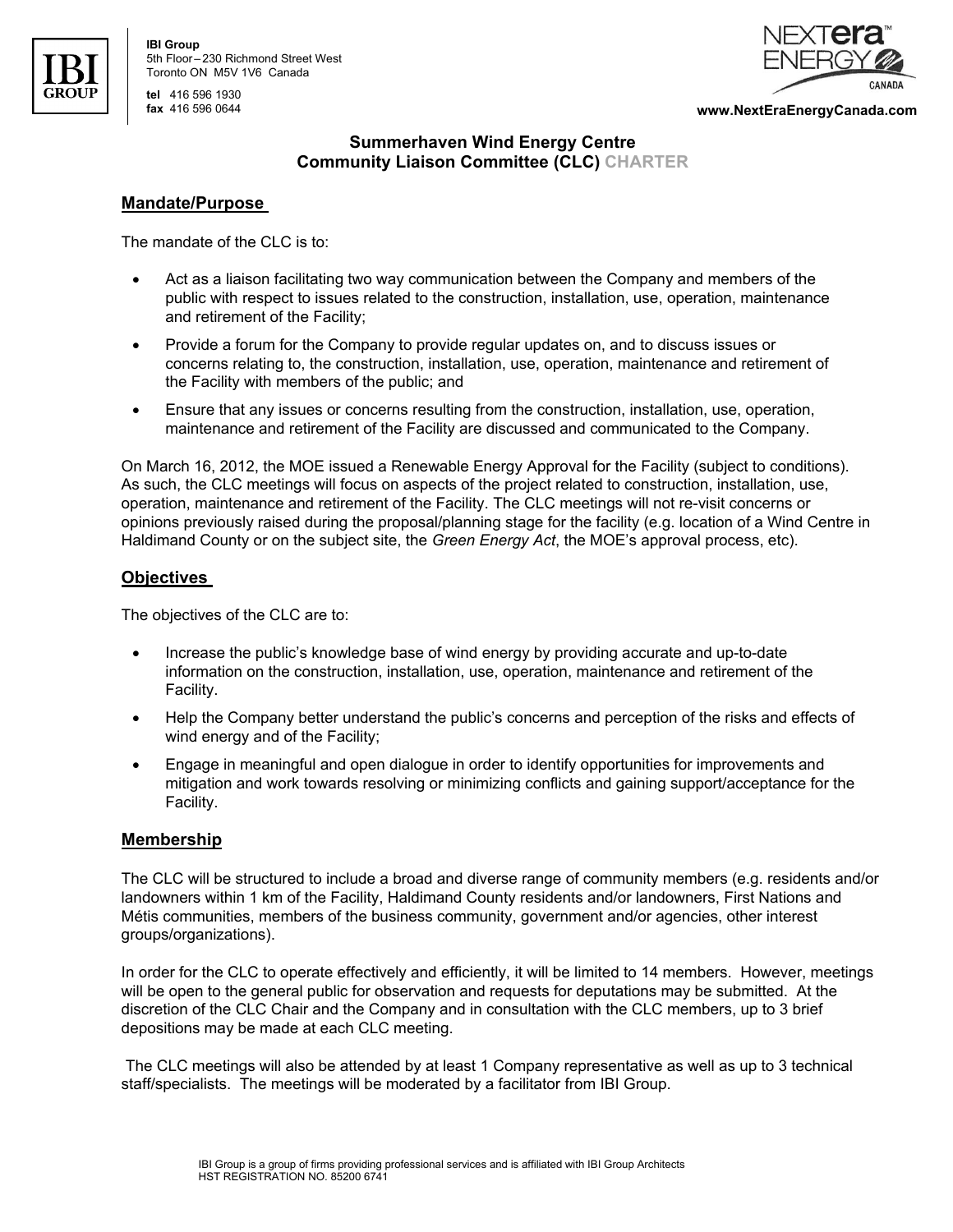IBI Group
5th Floor – 230 Richmond Street West
Toronto ON M5V 1V6 Canada

**tel** 416 596 1930
**fax** 416 596 0644

**www.NextEraEnergyCanada.com**

# Summerhaven Wind Energy Centre
# Community Liaison Committee (CLC) CHARTER

## Mandate/Purpose

The mandate of the CLC is to:

- Act as a liaison facilitating two way communication between the Company and members of the public with respect to issues related to the construction, installation, use, operation, maintenance and retirement of the Facility;
- Provide a forum for the Company to provide regular updates on, and to discuss issues or concerns relating to, the construction, installation, use, operation, maintenance and retirement of the Facility with members of the public; and
- Ensure that any issues or concerns resulting from the construction, installation, use, operation, maintenance and retirement of the Facility are discussed and communicated to the Company.

On March 16, 2012, the MOE issued a Renewable Energy Approval for the Facility (subject to conditions). As such, the CLC meetings will focus on aspects of the project related to construction, installation, use, operation, maintenance and retirement of the Facility. The CLC meetings will not re-visit concerns or opinions previously raised during the proposal/planning stage for the facility (e.g. location of a Wind Centre in Haldimand County or on the subject site, the *Green Energy Act*, the MOE's approval process, etc).

## Objectives

The objectives of the CLC are to:

- Increase the public's knowledge base of wind energy by providing accurate and up-to-date information on the construction, installation, use, operation, maintenance and retirement of the Facility.
- Help the Company better understand the public's concerns and perception of the risks and effects of wind energy and of the Facility;
- Engage in meaningful and open dialogue in order to identify opportunities for improvements and mitigation and work towards resolving or minimizing conflicts and gaining support/acceptance for the Facility.

## Membership

The CLC will be structured to include a broad and diverse range of community members (e.g. residents and/or landowners within 1 km of the Facility, Haldimand County residents and/or landowners, First Nations and Métis communities, members of the business community, government and/or agencies, other interest groups/organizations).

In order for the CLC to operate effectively and efficiently, it will be limited to 14 members. However, meetings will be open to the general public for observation and requests for deputations may be submitted. At the discretion of the CLC Chair and the Company and in consultation with the CLC members, up to 3 brief depositions may be made at each CLC meeting.

The CLC meetings will also be attended by at least 1 Company representative as well as up to 3 technical staff/specialists. The meetings will be moderated by a facilitator from IBI Group.

IBI Group is a group of firms providing professional services and is affiliated with IBI Group Architects
HST REGISTRATION NO. 85200 6741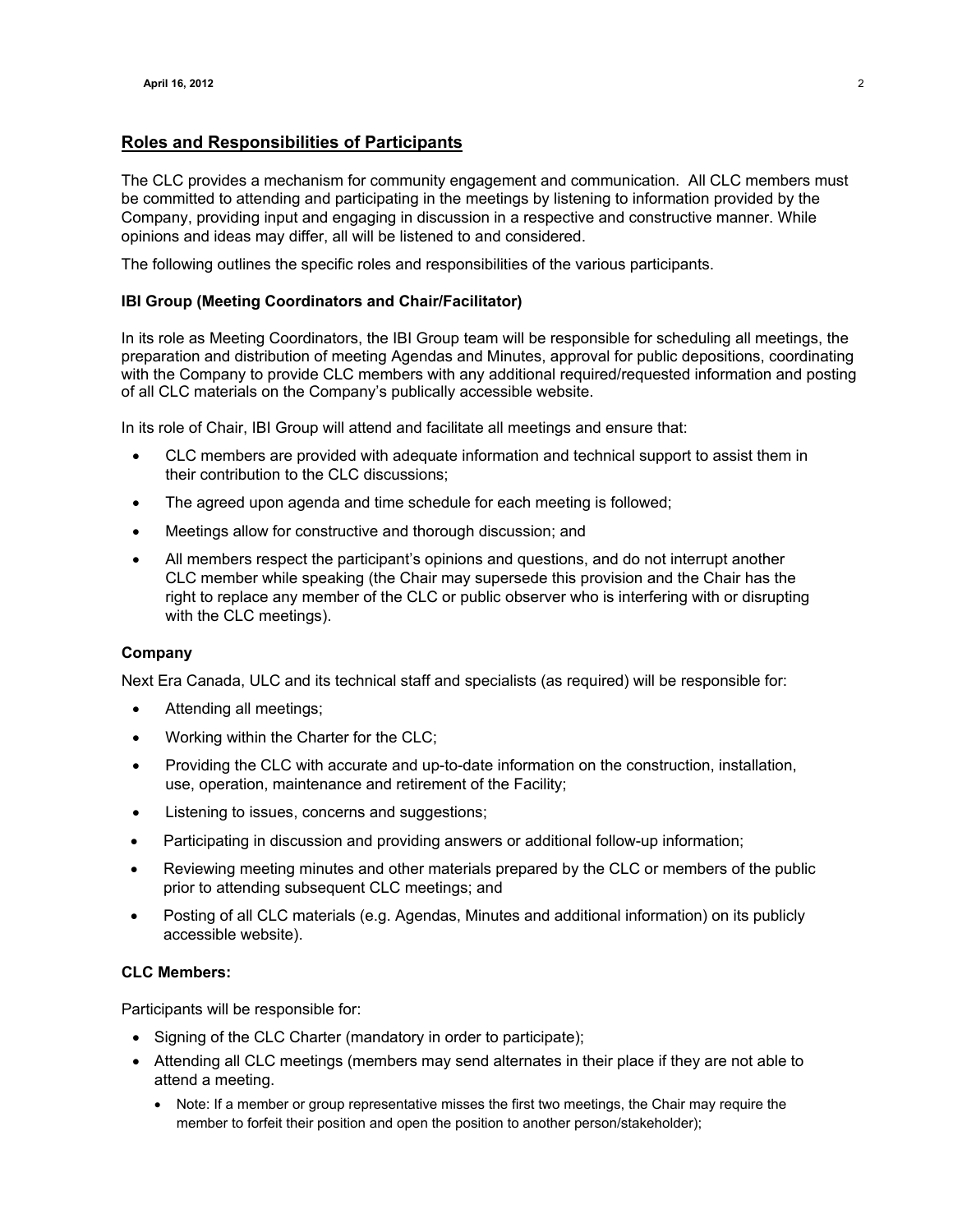## Roles and Responsibilities of Participants

The CLC provides a mechanism for community engagement and communication. All CLC members must be committed to attending and participating in the meetings by listening to information provided by the Company, providing input and engaging in discussion in a respective and constructive manner. While opinions and ideas may differ, all will be listened to and considered.

The following outlines the specific roles and responsibilities of the various participants.

### IBI Group (Meeting Coordinators and Chair/Facilitator)

In its role as Meeting Coordinators, the IBI Group team will be responsible for scheduling all meetings, the preparation and distribution of meeting Agendas and Minutes, approval for public depositions, coordinating with the Company to provide CLC members with any additional required/requested information and posting of all CLC materials on the Company's publically accessible website.

In its role of Chair, IBI Group will attend and facilitate all meetings and ensure that:

- CLC members are provided with adequate information and technical support to assist them in their contribution to the CLC discussions;
- The agreed upon agenda and time schedule for each meeting is followed;
- Meetings allow for constructive and thorough discussion; and
- All members respect the participant's opinions and questions, and do not interrupt another CLC member while speaking (the Chair may supersede this provision and the Chair has the right to replace any member of the CLC or public observer who is interfering with or disrupting with the CLC meetings).

### Company

Next Era Canada, ULC and its technical staff and specialists (as required) will be responsible for:

- Attending all meetings;
- Working within the Charter for the CLC;
- Providing the CLC with accurate and up-to-date information on the construction, installation, use, operation, maintenance and retirement of the Facility;
- Listening to issues, concerns and suggestions;
- Participating in discussion and providing answers or additional follow-up information;
- Reviewing meeting minutes and other materials prepared by the CLC or members of the public prior to attending subsequent CLC meetings; and
- Posting of all CLC materials (e.g. Agendas, Minutes and additional information) on its publicly accessible website).

### CLC Members:

Participants will be responsible for:

- Signing of the CLC Charter (mandatory in order to participate);
- Attending all CLC meetings (members may send alternates in their place if they are not able to attend a meeting.
  - Note: If a member or group representative misses the first two meetings, the Chair may require the member to forfeit their position and open the position to another person/stakeholder);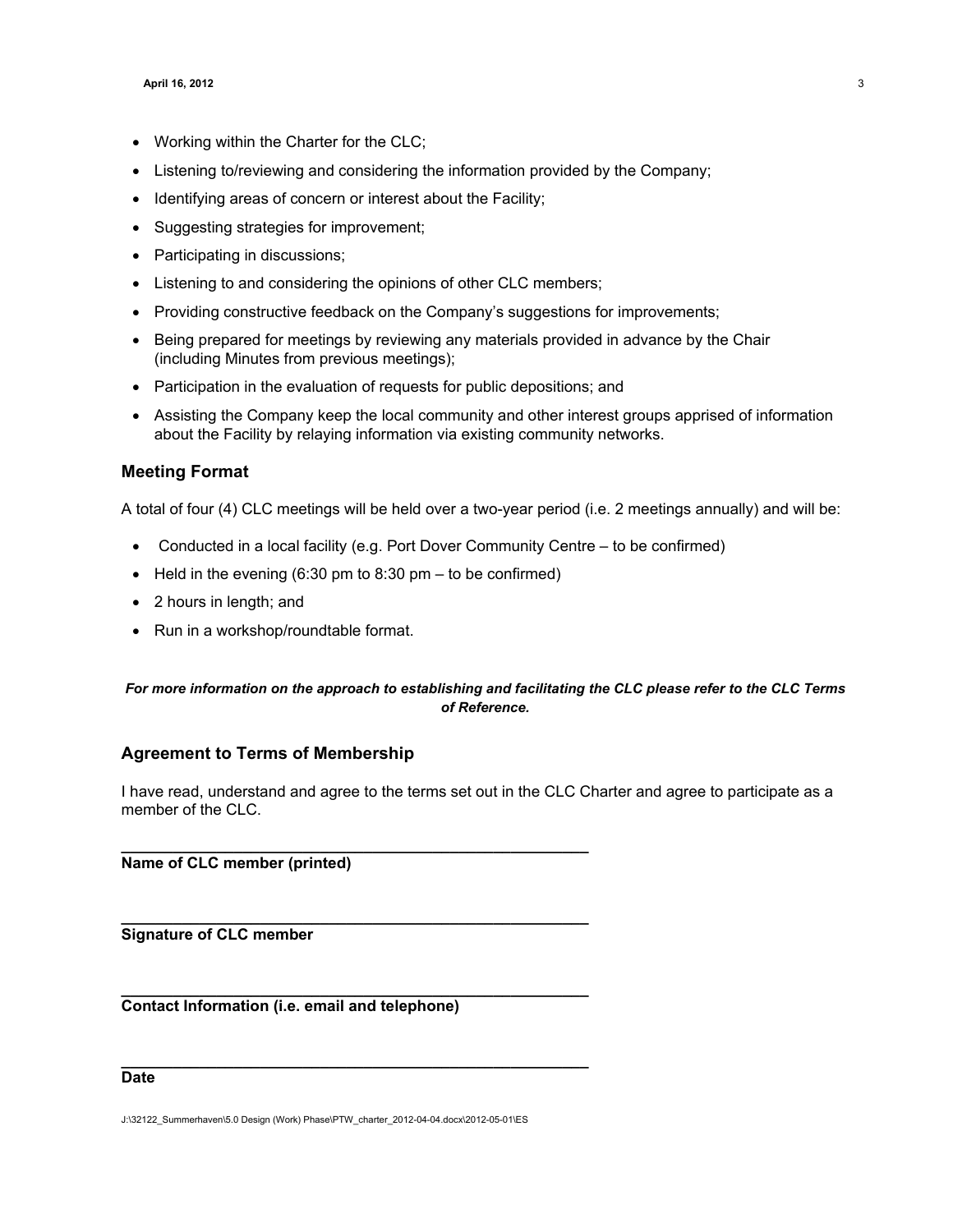- Working within the Charter for the CLC;
- Listening to/reviewing and considering the information provided by the Company;
- Identifying areas of concern or interest about the Facility;
- Suggesting strategies for improvement;
- Participating in discussions;
- Listening to and considering the opinions of other CLC members;
- Providing constructive feedback on the Company's suggestions for improvements;
- Being prepared for meetings by reviewing any materials provided in advance by the Chair (including Minutes from previous meetings);
- Participation in the evaluation of requests for public depositions; and
- Assisting the Company keep the local community and other interest groups apprised of information about the Facility by relaying information via existing community networks.

## Meeting Format

A total of four (4) CLC meetings will be held over a two-year period (i.e. 2 meetings annually) and will be:

- Conducted in a local facility (e.g. Port Dover Community Centre – to be confirmed)
- Held in the evening (6:30 pm to 8:30 pm – to be confirmed)
- 2 hours in length; and
- Run in a workshop/roundtable format.

***For more information on the approach to establishing and facilitating the CLC please refer to the CLC Terms of Reference.***

## Agreement to Terms of Membership

I have read, understand and agree to the terms set out in the CLC Charter and agree to participate as a member of the CLC.

\_\_\_\_\_\_\_\_\_\_\_\_\_\_\_\_\_\_\_\_\_\_\_\_\_\_\_\_\_\_\_\_\_\_\_\_\_\_\_\_\_\_\_\_\_\_\_\_

**Name of CLC member (printed)**

\_\_\_\_\_\_\_\_\_\_\_\_\_\_\_\_\_\_\_\_\_\_\_\_\_\_\_\_\_\_\_\_\_\_\_\_\_\_\_\_\_\_\_\_\_\_\_\_

**Signature of CLC member**

\_\_\_\_\_\_\_\_\_\_\_\_\_\_\_\_\_\_\_\_\_\_\_\_\_\_\_\_\_\_\_\_\_\_\_\_\_\_\_\_\_\_\_\_\_\_\_\_

**Contact Information (i.e. email and telephone)**

\_\_\_\_\_\_\_\_\_\_\_\_\_\_\_\_\_\_\_\_\_\_\_\_\_\_\_\_\_\_\_\_\_\_\_\_\_\_\_\_\_\_\_\_\_\_\_\_

**Date**